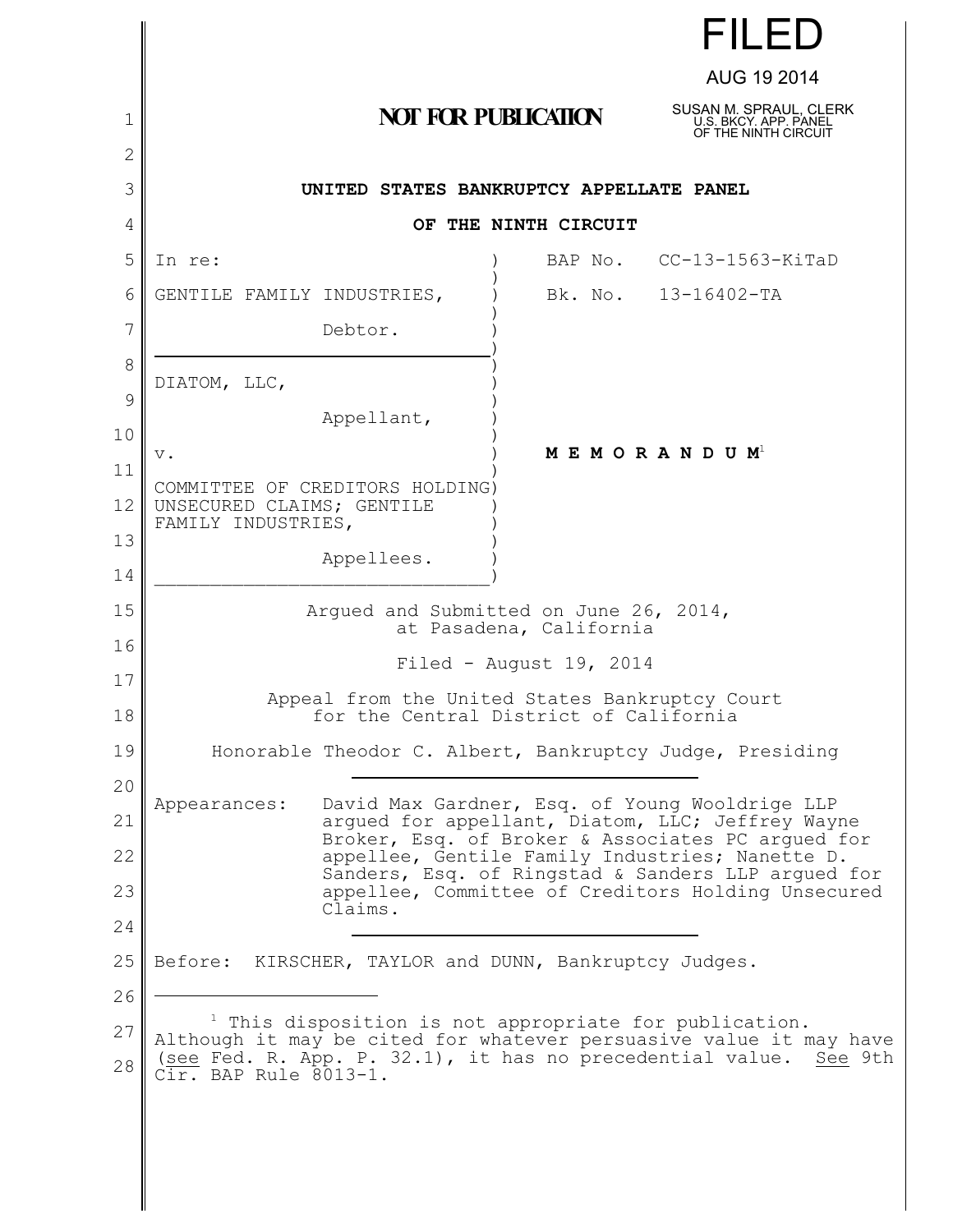FILED

AUG 19 2014

SUSAN M. SPRAUL, CLERK
U.S. BKCY. APP. PANEL
OF THE NINTH CIRCUIT

**NOT FOR PUBLICATION**

**UNITED STATES BANKRUPTCY APPELLATE PANEL**

**OF THE NINTH CIRCUIT**

| | |
|---|---|
| In re: | BAP No. CC-13-1563-KiTaD |
| GENTILE FAMILY INDUSTRIES, Debtor. | Bk. No. 13-16402-TA |
| DIATOM, LLC, Appellant, | |
| v. | **M E M O R A N D U M**[1] |
| COMMITTEE OF CREDITORS HOLDING UNSECURED CLAIMS; GENTILE FAMILY INDUSTRIES, Appellees. | |

Argued and Submitted on June 26, 2014, at Pasadena, California

Filed - August 19, 2014

Appeal from the United States Bankruptcy Court for the Central District of California

Honorable Theodor C. Albert, Bankruptcy Judge, Presiding

---

Appearances: David Max Gardner, Esq. of Young Wooldrige LLP argued for appellant, Diatom, LLC; Jeffrey Wayne Broker, Esq. of Broker & Associates PC argued for appellee, Gentile Family Industries; Nanette D. Sanders, Esq. of Ringstad & Sanders LLP argued for appellee, Committee of Creditors Holding Unsecured Claims.

---

Before: KIRSCHER, TAYLOR and DUNN, Bankruptcy Judges.

---

[1] This disposition is not appropriate for publication. Although it may be cited for whatever persuasive value it may have (see Fed. R. App. P. 32.1), it has no precedential value. See 9th Cir. BAP Rule 8013-1.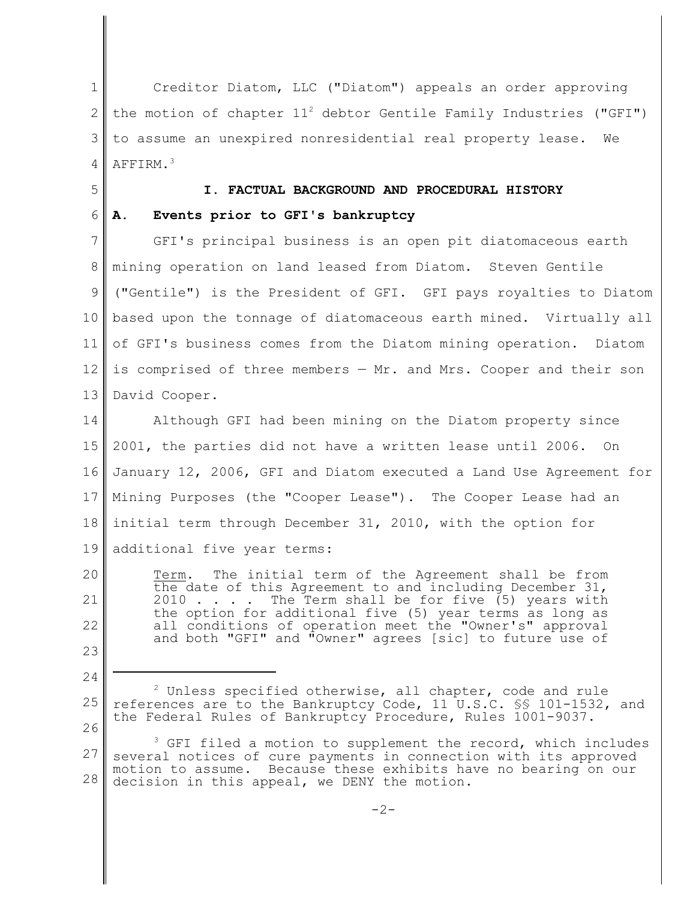Creditor Diatom, LLC ("Diatom") appeals an order approving the motion of chapter 11[2] debtor Gentile Family Industries ("GFI") to assume an unexpired nonresidential real property lease. We AFFIRM.[3]

## I. FACTUAL BACKGROUND AND PROCEDURAL HISTORY

### A. Events prior to GFI's bankruptcy

GFI's principal business is an open pit diatomaceous earth mining operation on land leased from Diatom. Steven Gentile ("Gentile") is the President of GFI. GFI pays royalties to Diatom based upon the tonnage of diatomaceous earth mined. Virtually all of GFI's business comes from the Diatom mining operation. Diatom is comprised of three members — Mr. and Mrs. Cooper and their son David Cooper.

Although GFI had been mining on the Diatom property since 2001, the parties did not have a written lease until 2006. On January 12, 2006, GFI and Diatom executed a Land Use Agreement for Mining Purposes (the "Cooper Lease"). The Cooper Lease had an initial term through December 31, 2010, with the option for additional five year terms:

> Term. The initial term of the Agreement shall be from the date of this Agreement to and including December 31, 2010 . . . . The Term shall be for five (5) years with the option for additional five (5) year terms as long as all conditions of operation meet the "Owner's" approval and both "GFI" and "Owner" agrees [sic] to future use of

---

[2] Unless specified otherwise, all chapter, code and rule references are to the Bankruptcy Code, 11 U.S.C. §§ 101-1532, and the Federal Rules of Bankruptcy Procedure, Rules 1001-9037.

[3] GFI filed a motion to supplement the record, which includes several notices of cure payments in connection with its approved motion to assume. Because these exhibits have no bearing on our decision in this appeal, we DENY the motion.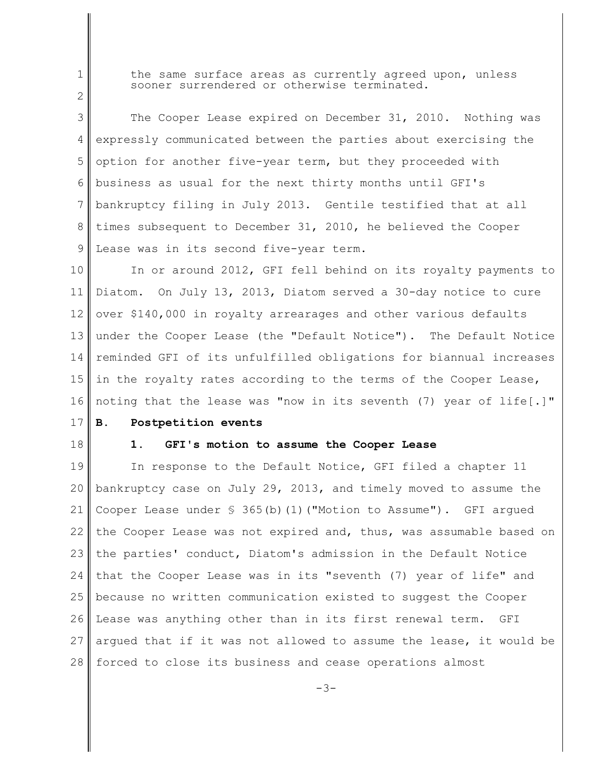the same surface areas as currently agreed upon, unless sooner surrendered or otherwise terminated.

The Cooper Lease expired on December 31, 2010. Nothing was expressly communicated between the parties about exercising the option for another five-year term, but they proceeded with business as usual for the next thirty months until GFI's bankruptcy filing in July 2013. Gentile testified that at all times subsequent to December 31, 2010, he believed the Cooper Lease was in its second five-year term.

In or around 2012, GFI fell behind on its royalty payments to Diatom. On July 13, 2013, Diatom served a 30-day notice to cure over $140,000 in royalty arrearages and other various defaults under the Cooper Lease (the "Default Notice"). The Default Notice reminded GFI of its unfulfilled obligations for biannual increases in the royalty rates according to the terms of the Cooper Lease, noting that the lease was "now in its seventh (7) year of life[.]"

**B. Postpetition events**

**1. GFI's motion to assume the Cooper Lease**

In response to the Default Notice, GFI filed a chapter 11 bankruptcy case on July 29, 2013, and timely moved to assume the Cooper Lease under § 365(b)(1)("Motion to Assume"). GFI argued the Cooper Lease was not expired and, thus, was assumable based on the parties' conduct, Diatom's admission in the Default Notice that the Cooper Lease was in its "seventh (7) year of life" and because no written communication existed to suggest the Cooper Lease was anything other than in its first renewal term. GFI argued that if it was not allowed to assume the lease, it would be forced to close its business and cease operations almost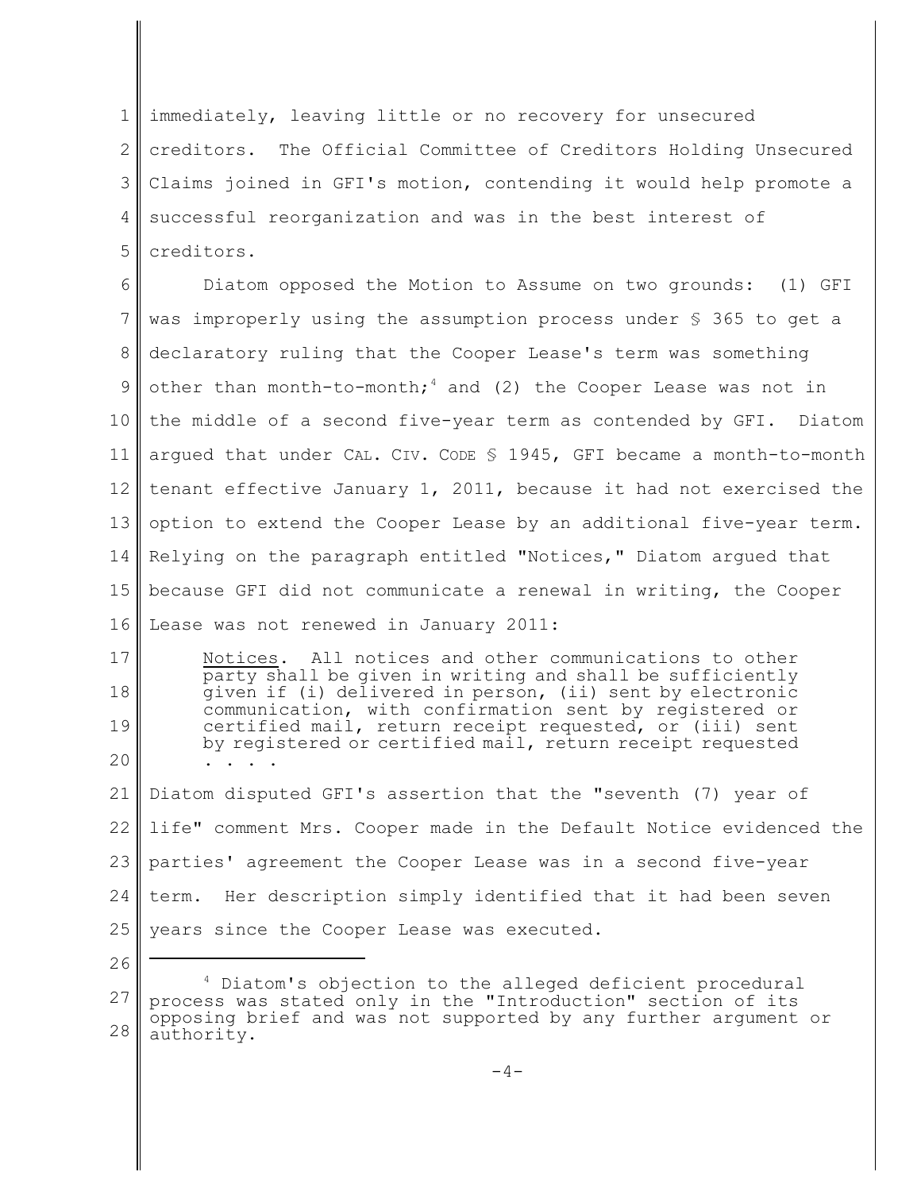immediately, leaving little or no recovery for unsecured creditors. The Official Committee of Creditors Holding Unsecured Claims joined in GFI's motion, contending it would help promote a successful reorganization and was in the best interest of creditors.

Diatom opposed the Motion to Assume on two grounds: (1) GFI was improperly using the assumption process under § 365 to get a declaratory ruling that the Cooper Lease's term was something other than month-to-month;[4] and (2) the Cooper Lease was not in the middle of a second five-year term as contended by GFI. Diatom argued that under CAL. CIV. CODE § 1945, GFI became a month-to-month tenant effective January 1, 2011, because it had not exercised the option to extend the Cooper Lease by an additional five-year term. Relying on the paragraph entitled "Notices," Diatom argued that because GFI did not communicate a renewal in writing, the Cooper Lease was not renewed in January 2011:

> Notices. All notices and other communications to other party shall be given in writing and shall be sufficiently given if (i) delivered in person, (ii) sent by electronic communication, with confirmation sent by registered or certified mail, return receipt requested, or (iii) sent by registered or certified mail, return receipt requested . . . .

Diatom disputed GFI's assertion that the "seventh (7) year of life" comment Mrs. Cooper made in the Default Notice evidenced the parties' agreement the Cooper Lease was in a second five-year term. Her description simply identified that it had been seven years since the Cooper Lease was executed.

---

[4] Diatom's objection to the alleged deficient procedural process was stated only in the "Introduction" section of its opposing brief and was not supported by any further argument or authority.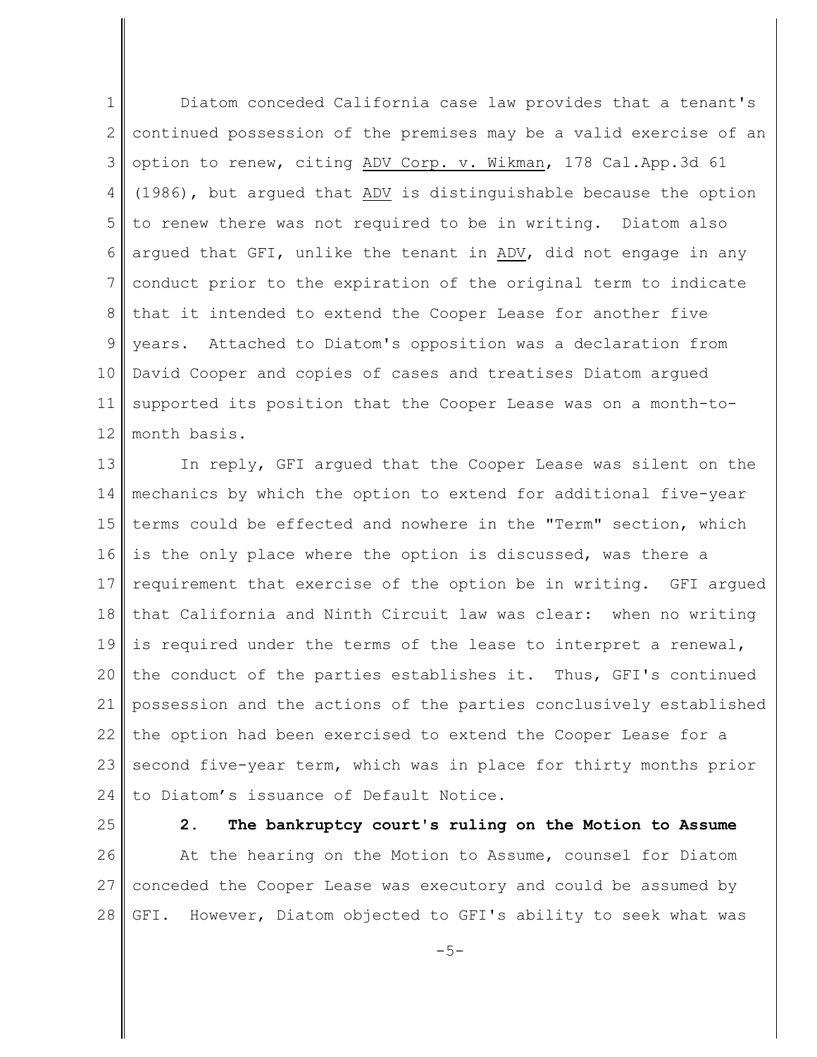Diatom conceded California case law provides that a tenant's continued possession of the premises may be a valid exercise of an option to renew, citing ADV Corp. v. Wikman, 178 Cal.App.3d 61 (1986), but argued that ADV is distinguishable because the option to renew there was not required to be in writing. Diatom also argued that GFI, unlike the tenant in ADV, did not engage in any conduct prior to the expiration of the original term to indicate that it intended to extend the Cooper Lease for another five years. Attached to Diatom's opposition was a declaration from David Cooper and copies of cases and treatises Diatom argued supported its position that the Cooper Lease was on a month-to-month basis.

In reply, GFI argued that the Cooper Lease was silent on the mechanics by which the option to extend for additional five-year terms could be effected and nowhere in the "Term" section, which is the only place where the option is discussed, was there a requirement that exercise of the option be in writing. GFI argued that California and Ninth Circuit law was clear: when no writing is required under the terms of the lease to interpret a renewal, the conduct of the parties establishes it. Thus, GFI's continued possession and the actions of the parties conclusively established the option had been exercised to extend the Cooper Lease for a second five-year term, which was in place for thirty months prior to Diatom's issuance of Default Notice.

**2. The bankruptcy court's ruling on the Motion to Assume**

At the hearing on the Motion to Assume, counsel for Diatom conceded the Cooper Lease was executory and could be assumed by GFI. However, Diatom objected to GFI's ability to seek what was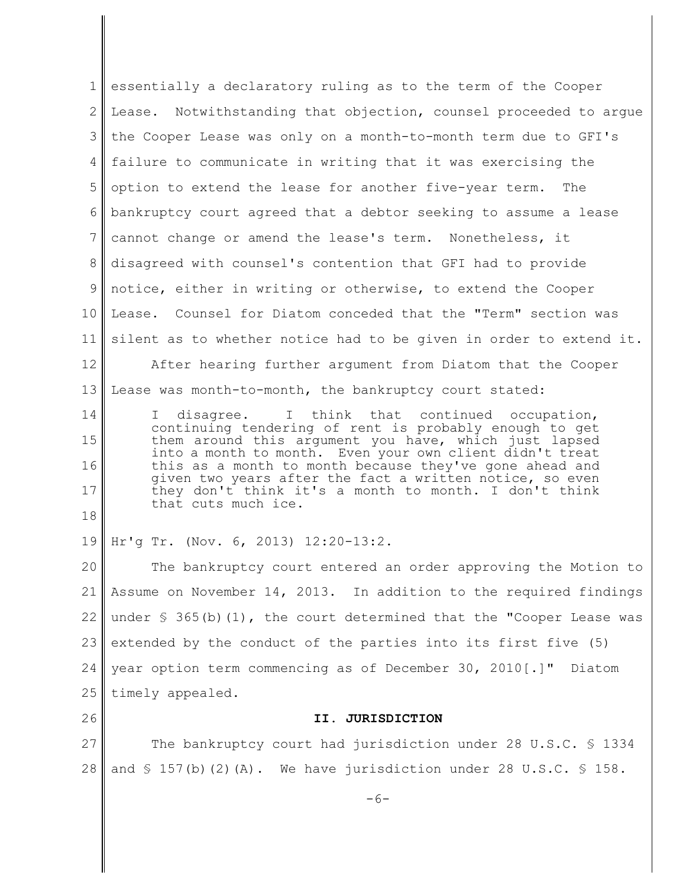essentially a declaratory ruling as to the term of the Cooper Lease. Notwithstanding that objection, counsel proceeded to argue the Cooper Lease was only on a month-to-month term due to GFI's failure to communicate in writing that it was exercising the option to extend the lease for another five-year term. The bankruptcy court agreed that a debtor seeking to assume a lease cannot change or amend the lease's term. Nonetheless, it disagreed with counsel's contention that GFI had to provide notice, either in writing or otherwise, to extend the Cooper Lease. Counsel for Diatom conceded that the "Term" section was silent as to whether notice had to be given in order to extend it.

After hearing further argument from Diatom that the Cooper Lease was month-to-month, the bankruptcy court stated:

> I disagree. I think that continued occupation, continuing tendering of rent is probably enough to get them around this argument you have, which just lapsed into a month to month. Even your own client didn't treat this as a month to month because they've gone ahead and given two years after the fact a written notice, so even they don't think it's a month to month. I don't think that cuts much ice.

Hr'g Tr. (Nov. 6, 2013) 12:20-13:2.

The bankruptcy court entered an order approving the Motion to Assume on November 14, 2013. In addition to the required findings under § 365(b)(1), the court determined that the "Cooper Lease was extended by the conduct of the parties into its first five (5) year option term commencing as of December 30, 2010[.]" Diatom timely appealed.

## II. JURISDICTION

The bankruptcy court had jurisdiction under 28 U.S.C. § 1334 and § 157(b)(2)(A). We have jurisdiction under 28 U.S.C. § 158.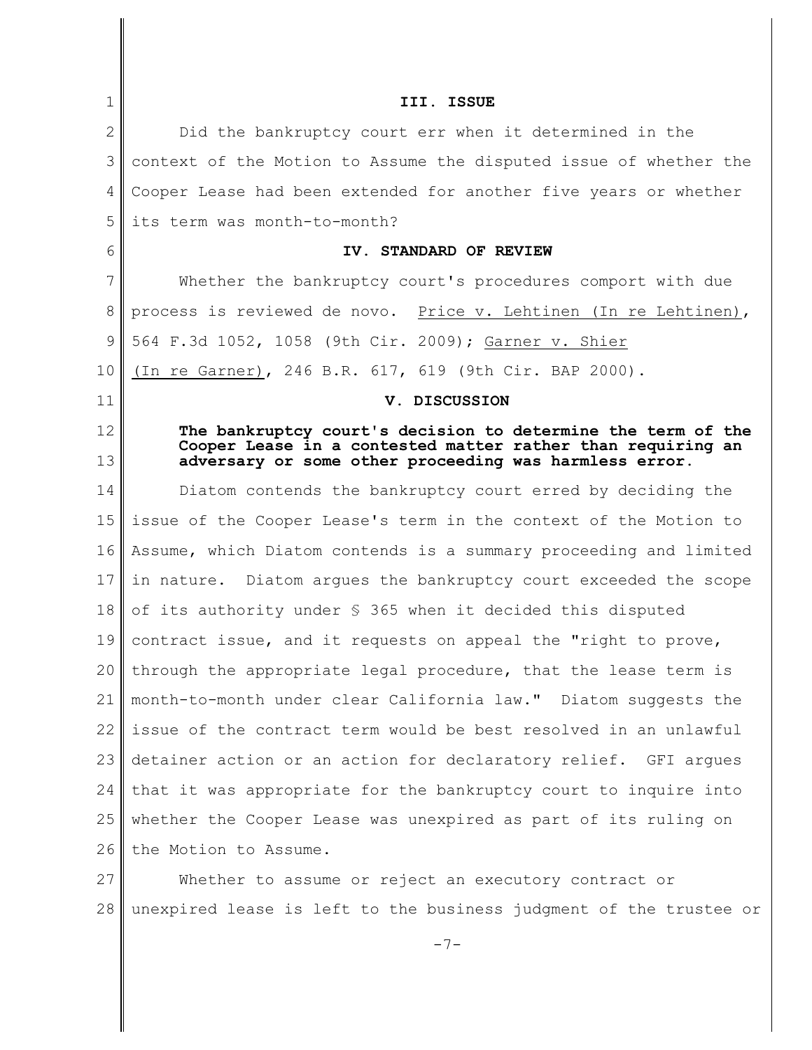## III. ISSUE

Did the bankruptcy court err when it determined in the context of the Motion to Assume the disputed issue of whether the Cooper Lease had been extended for another five years or whether its term was month-to-month?

## IV. STANDARD OF REVIEW

Whether the bankruptcy court's procedures comport with due process is reviewed de novo. Price v. Lehtinen (In re Lehtinen), 564 F.3d 1052, 1058 (9th Cir. 2009); Garner v. Shier (In re Garner), 246 B.R. 617, 619 (9th Cir. BAP 2000).

## V. DISCUSSION

**The bankruptcy court's decision to determine the term of the Cooper Lease in a contested matter rather than requiring an adversary or some other proceeding was harmless error.**

Diatom contends the bankruptcy court erred by deciding the issue of the Cooper Lease's term in the context of the Motion to Assume, which Diatom contends is a summary proceeding and limited in nature. Diatom argues the bankruptcy court exceeded the scope of its authority under § 365 when it decided this disputed contract issue, and it requests on appeal the "right to prove, through the appropriate legal procedure, that the lease term is month-to-month under clear California law." Diatom suggests the issue of the contract term would be best resolved in an unlawful detainer action or an action for declaratory relief. GFI argues that it was appropriate for the bankruptcy court to inquire into whether the Cooper Lease was unexpired as part of its ruling on the Motion to Assume.

Whether to assume or reject an executory contract or unexpired lease is left to the business judgment of the trustee or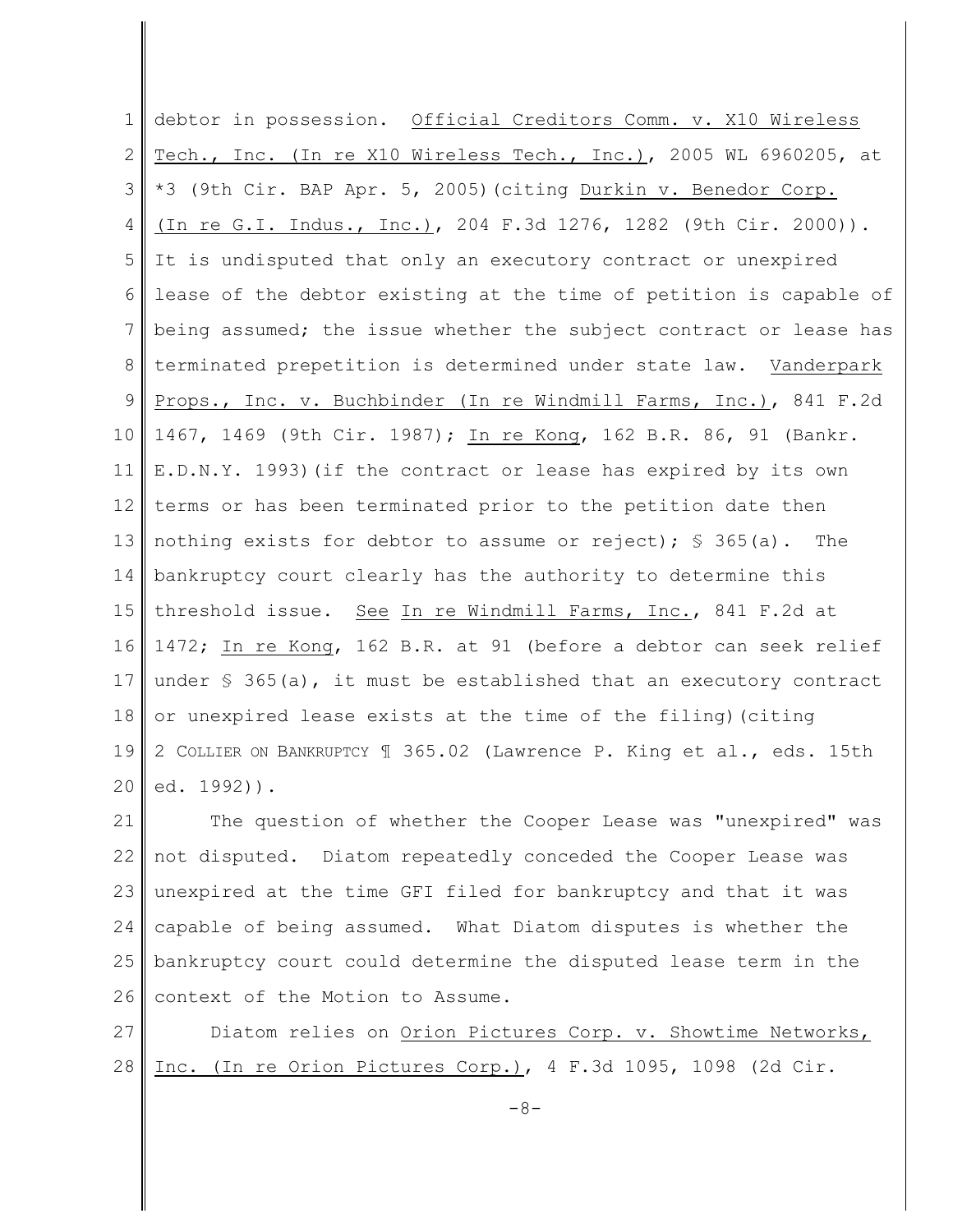debtor in possession. Official Creditors Comm. v. X10 Wireless Tech., Inc. (In re X10 Wireless Tech., Inc.), 2005 WL 6960205, at *3 (9th Cir. BAP Apr. 5, 2005)(citing Durkin v. Benedor Corp. (In re G.I. Indus., Inc.), 204 F.3d 1276, 1282 (9th Cir. 2000)). It is undisputed that only an executory contract or unexpired lease of the debtor existing at the time of petition is capable of being assumed; the issue whether the subject contract or lease has terminated prepetition is determined under state law. Vanderpark Props., Inc. v. Buchbinder (In re Windmill Farms, Inc.), 841 F.2d 1467, 1469 (9th Cir. 1987); In re Kong, 162 B.R. 86, 91 (Bankr. E.D.N.Y. 1993)(if the contract or lease has expired by its own terms or has been terminated prior to the petition date then nothing exists for debtor to assume or reject); § 365(a). The bankruptcy court clearly has the authority to determine this threshold issue. See In re Windmill Farms, Inc., 841 F.2d at 1472; In re Kong, 162 B.R. at 91 (before a debtor can seek relief under § 365(a), it must be established that an executory contract or unexpired lease exists at the time of the filing)(citing 2 COLLIER ON BANKRUPTCY ¶ 365.02 (Lawrence P. King et al., eds. 15th ed. 1992)).

The question of whether the Cooper Lease was "unexpired" was not disputed. Diatom repeatedly conceded the Cooper Lease was unexpired at the time GFI filed for bankruptcy and that it was capable of being assumed. What Diatom disputes is whether the bankruptcy court could determine the disputed lease term in the context of the Motion to Assume.

Diatom relies on Orion Pictures Corp. v. Showtime Networks, Inc. (In re Orion Pictures Corp.), 4 F.3d 1095, 1098 (2d Cir.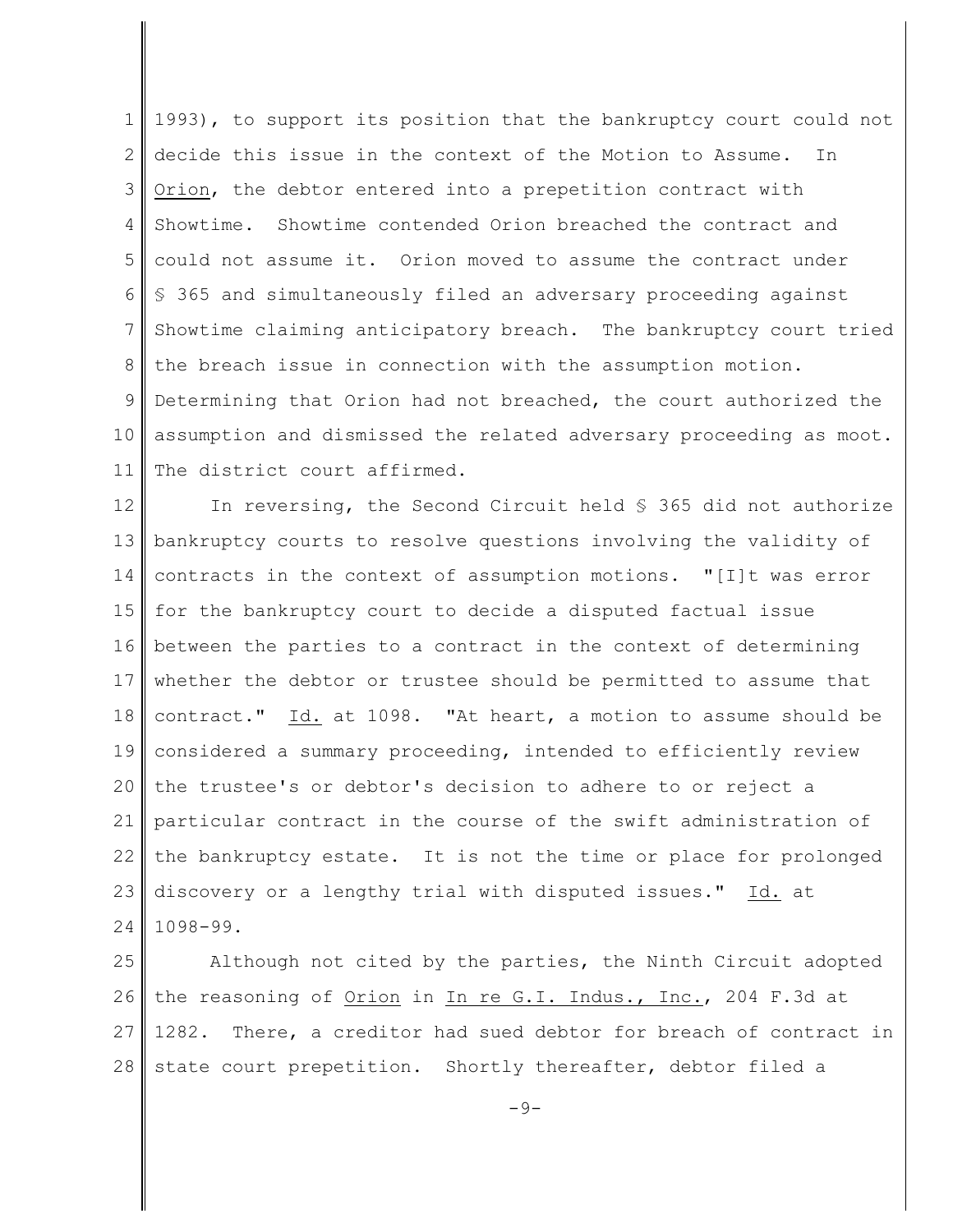1993), to support its position that the bankruptcy court could not decide this issue in the context of the Motion to Assume. In Orion, the debtor entered into a prepetition contract with Showtime. Showtime contended Orion breached the contract and could not assume it. Orion moved to assume the contract under § 365 and simultaneously filed an adversary proceeding against Showtime claiming anticipatory breach. The bankruptcy court tried the breach issue in connection with the assumption motion. Determining that Orion had not breached, the court authorized the assumption and dismissed the related adversary proceeding as moot. The district court affirmed.

In reversing, the Second Circuit held § 365 did not authorize bankruptcy courts to resolve questions involving the validity of contracts in the context of assumption motions. "[I]t was error for the bankruptcy court to decide a disputed factual issue between the parties to a contract in the context of determining whether the debtor or trustee should be permitted to assume that contract." Id. at 1098. "At heart, a motion to assume should be considered a summary proceeding, intended to efficiently review the trustee's or debtor's decision to adhere to or reject a particular contract in the course of the swift administration of the bankruptcy estate. It is not the time or place for prolonged discovery or a lengthy trial with disputed issues." Id. at 1098-99.

Although not cited by the parties, the Ninth Circuit adopted the reasoning of Orion in In re G.I. Indus., Inc., 204 F.3d at 1282. There, a creditor had sued debtor for breach of contract in state court prepetition. Shortly thereafter, debtor filed a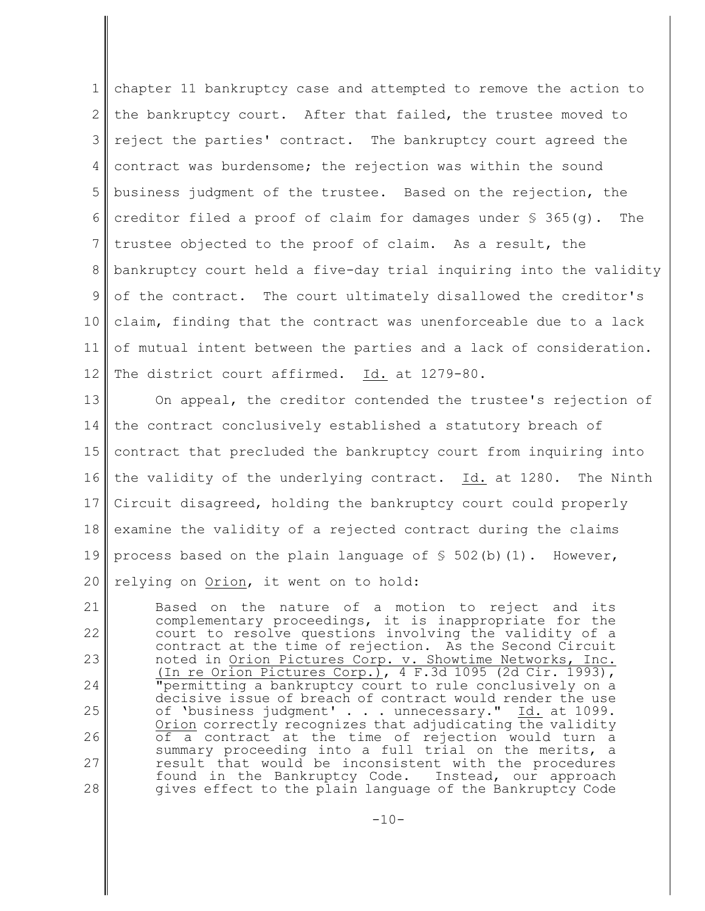chapter 11 bankruptcy case and attempted to remove the action to the bankruptcy court. After that failed, the trustee moved to reject the parties' contract. The bankruptcy court agreed the contract was burdensome; the rejection was within the sound business judgment of the trustee. Based on the rejection, the creditor filed a proof of claim for damages under § 365(g). The trustee objected to the proof of claim. As a result, the bankruptcy court held a five-day trial inquiring into the validity of the contract. The court ultimately disallowed the creditor's claim, finding that the contract was unenforceable due to a lack of mutual intent between the parties and a lack of consideration. The district court affirmed. Id. at 1279-80.

On appeal, the creditor contended the trustee's rejection of the contract conclusively established a statutory breach of contract that precluded the bankruptcy court from inquiring into the validity of the underlying contract. Id. at 1280. The Ninth Circuit disagreed, holding the bankruptcy court could properly examine the validity of a rejected contract during the claims process based on the plain language of § 502(b)(1). However, relying on Orion, it went on to hold:

> Based on the nature of a motion to reject and its complementary proceedings, it is inappropriate for the court to resolve questions involving the validity of a contract at the time of rejection. As the Second Circuit noted in Orion Pictures Corp. v. Showtime Networks, Inc. (In re Orion Pictures Corp.), 4 F.3d 1095 (2d Cir. 1993), "permitting a bankruptcy court to rule conclusively on a decisive issue of breach of contract would render the use of 'business judgment' . . . unnecessary." Id. at 1099. Orion correctly recognizes that adjudicating the validity of a contract at the time of rejection would turn a summary proceeding into a full trial on the merits, a result that would be inconsistent with the procedures found in the Bankruptcy Code. Instead, our approach gives effect to the plain language of the Bankruptcy Code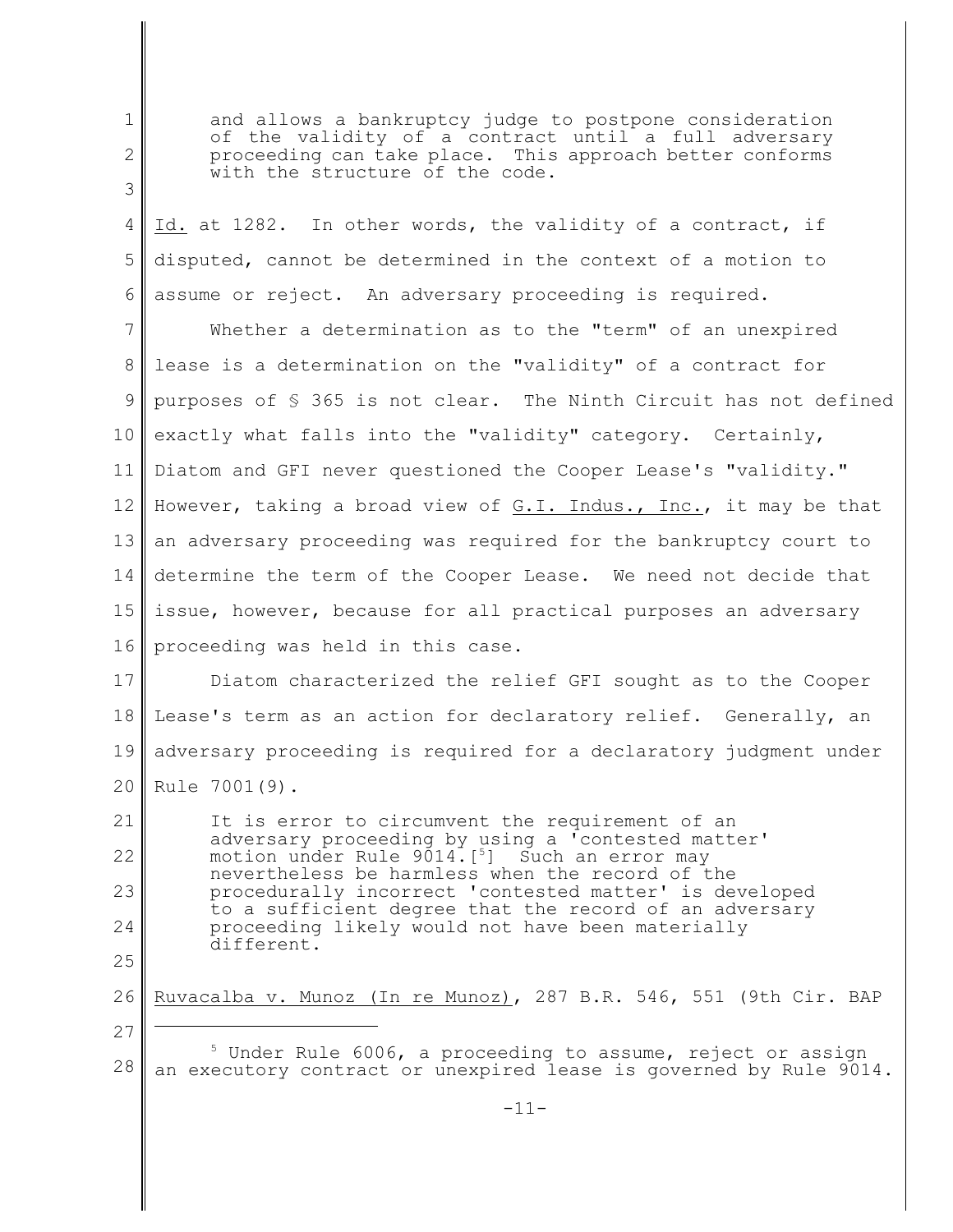> and allows a bankruptcy judge to postpone consideration of the validity of a contract until a full adversary proceeding can take place. This approach better conforms with the structure of the code.

Id. at 1282. In other words, the validity of a contract, if disputed, cannot be determined in the context of a motion to assume or reject. An adversary proceeding is required.

Whether a determination as to the "term" of an unexpired lease is a determination on the "validity" of a contract for purposes of § 365 is not clear. The Ninth Circuit has not defined exactly what falls into the "validity" category. Certainly, Diatom and GFI never questioned the Cooper Lease's "validity." However, taking a broad view of G.I. Indus., Inc., it may be that an adversary proceeding was required for the bankruptcy court to determine the term of the Cooper Lease. We need not decide that issue, however, because for all practical purposes an adversary proceeding was held in this case.

Diatom characterized the relief GFI sought as to the Cooper Lease's term as an action for declaratory relief. Generally, an adversary proceeding is required for a declaratory judgment under Rule 7001(9).

> It is error to circumvent the requirement of an adversary proceeding by using a 'contested matter' motion under Rule 9014.[5] Such an error may nevertheless be harmless when the record of the procedurally incorrect 'contested matter' is developed to a sufficient degree that the record of an adversary proceeding likely would not have been materially different.

Ruvacalba v. Munoz (In re Munoz), 287 B.R. 546, 551 (9th Cir. BAP

---

[5] Under Rule 6006, a proceeding to assume, reject or assign an executory contract or unexpired lease is governed by Rule 9014.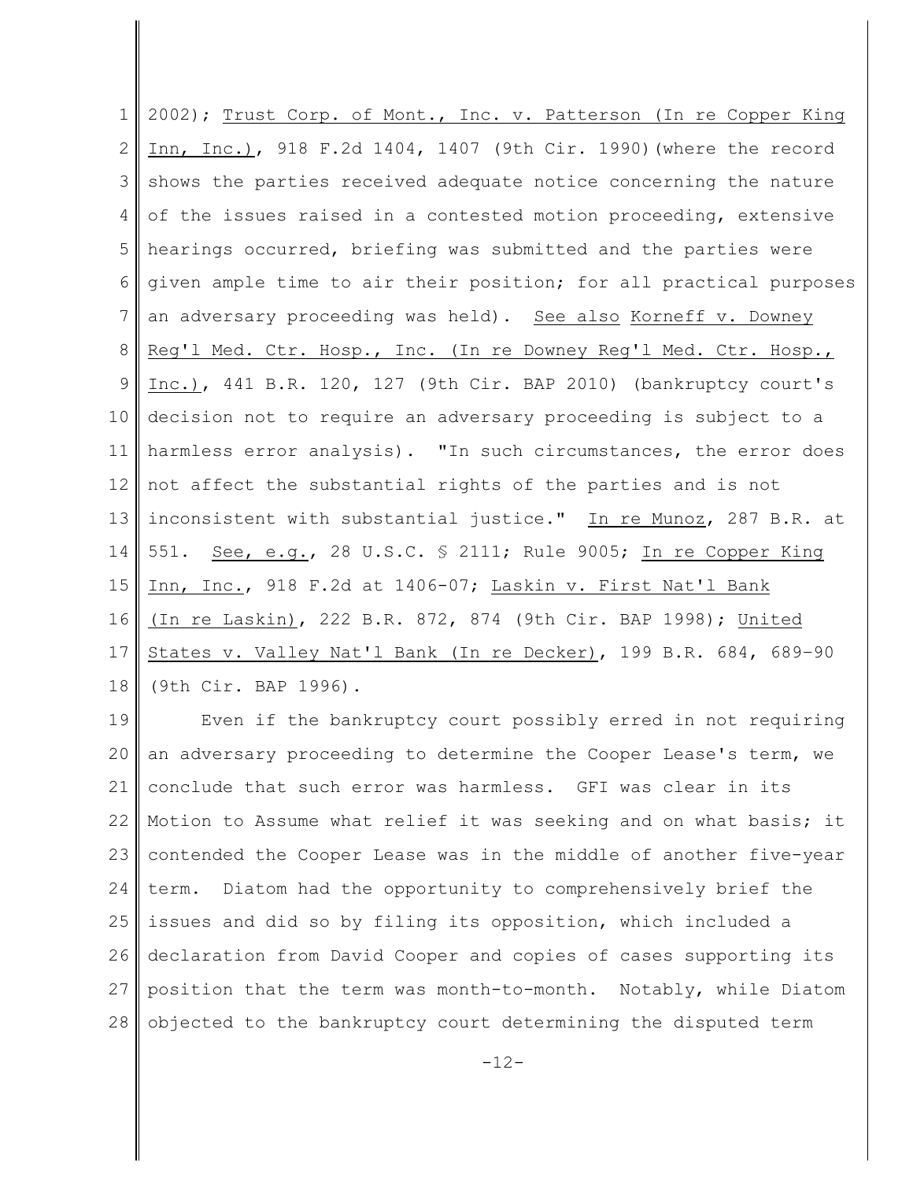2002); Trust Corp. of Mont., Inc. v. Patterson (In re Copper King Inn, Inc.), 918 F.2d 1404, 1407 (9th Cir. 1990)(where the record shows the parties received adequate notice concerning the nature of the issues raised in a contested motion proceeding, extensive hearings occurred, briefing was submitted and the parties were given ample time to air their position; for all practical purposes an adversary proceeding was held). See also Korneff v. Downey Reg'l Med. Ctr. Hosp., Inc. (In re Downey Reg'l Med. Ctr. Hosp., Inc.), 441 B.R. 120, 127 (9th Cir. BAP 2010) (bankruptcy court's decision not to require an adversary proceeding is subject to a harmless error analysis). "In such circumstances, the error does not affect the substantial rights of the parties and is not inconsistent with substantial justice." In re Munoz, 287 B.R. at 551. See, e.g., 28 U.S.C. § 2111; Rule 9005; In re Copper King Inn, Inc., 918 F.2d at 1406-07; Laskin v. First Nat'l Bank (In re Laskin), 222 B.R. 872, 874 (9th Cir. BAP 1998); United States v. Valley Nat'l Bank (In re Decker), 199 B.R. 684, 689–90 (9th Cir. BAP 1996).

Even if the bankruptcy court possibly erred in not requiring an adversary proceeding to determine the Cooper Lease's term, we conclude that such error was harmless. GFI was clear in its Motion to Assume what relief it was seeking and on what basis; it contended the Cooper Lease was in the middle of another five-year term. Diatom had the opportunity to comprehensively brief the issues and did so by filing its opposition, which included a declaration from David Cooper and copies of cases supporting its position that the term was month-to-month. Notably, while Diatom objected to the bankruptcy court determining the disputed term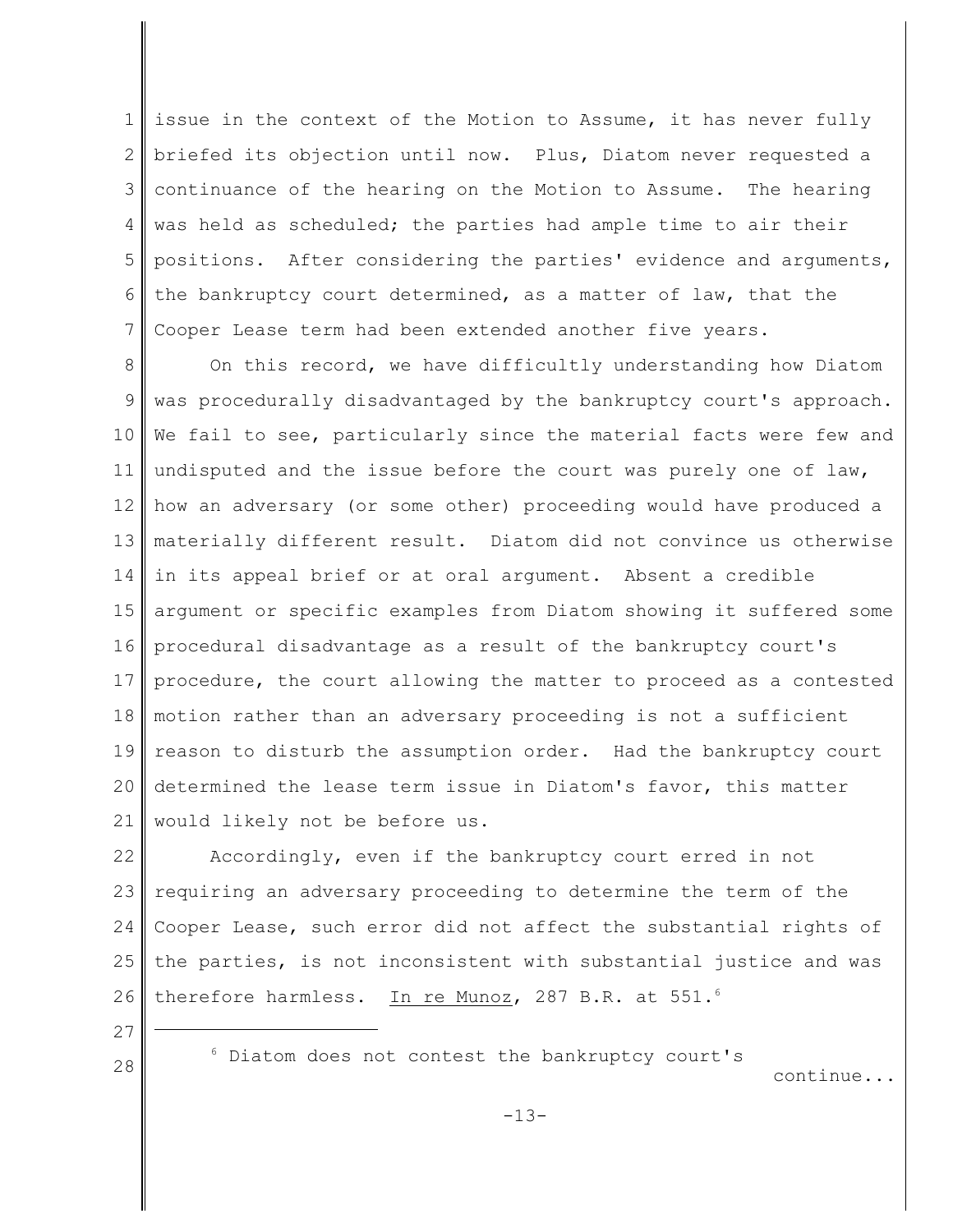issue in the context of the Motion to Assume, it has never fully briefed its objection until now. Plus, Diatom never requested a continuance of the hearing on the Motion to Assume. The hearing was held as scheduled; the parties had ample time to air their positions. After considering the parties' evidence and arguments, the bankruptcy court determined, as a matter of law, that the Cooper Lease term had been extended another five years.

On this record, we have difficultly understanding how Diatom was procedurally disadvantaged by the bankruptcy court's approach. We fail to see, particularly since the material facts were few and undisputed and the issue before the court was purely one of law, how an adversary (or some other) proceeding would have produced a materially different result. Diatom did not convince us otherwise in its appeal brief or at oral argument. Absent a credible argument or specific examples from Diatom showing it suffered some procedural disadvantage as a result of the bankruptcy court's procedure, the court allowing the matter to proceed as a contested motion rather than an adversary proceeding is not a sufficient reason to disturb the assumption order. Had the bankruptcy court determined the lease term issue in Diatom's favor, this matter would likely not be before us.

Accordingly, even if the bankruptcy court erred in not requiring an adversary proceeding to determine the term of the Cooper Lease, such error did not affect the substantial rights of the parties, is not inconsistent with substantial justice and was therefore harmless. In re Munoz, 287 B.R. at 551.[6]

---

[6] Diatom does not contest the bankruptcy court's continue...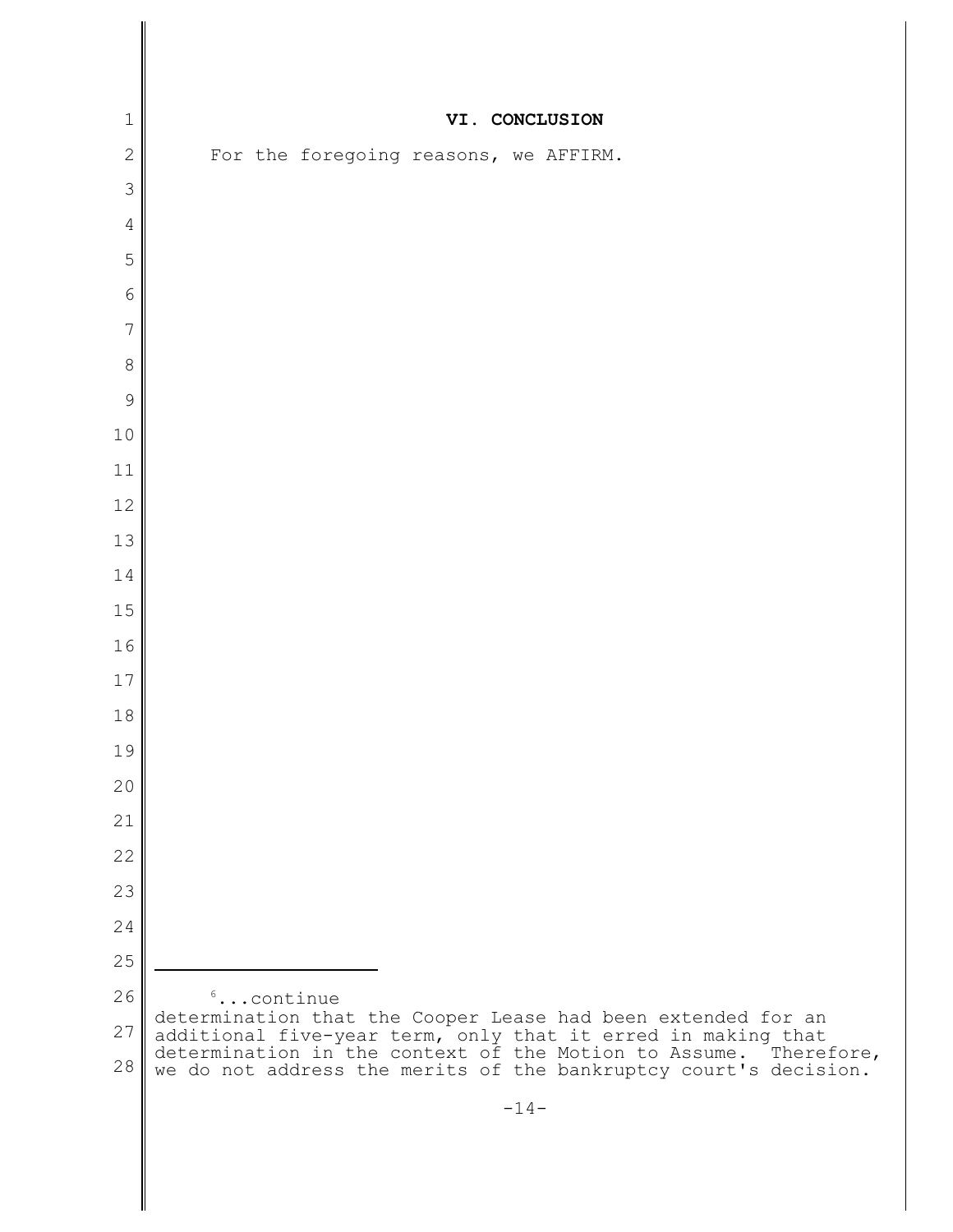## VI. CONCLUSION

For the foregoing reasons, we AFFIRM.

---

[6]...continue
determination that the Cooper Lease had been extended for an additional five-year term, only that it erred in making that determination in the context of the Motion to Assume. Therefore, we do not address the merits of the bankruptcy court's decision.